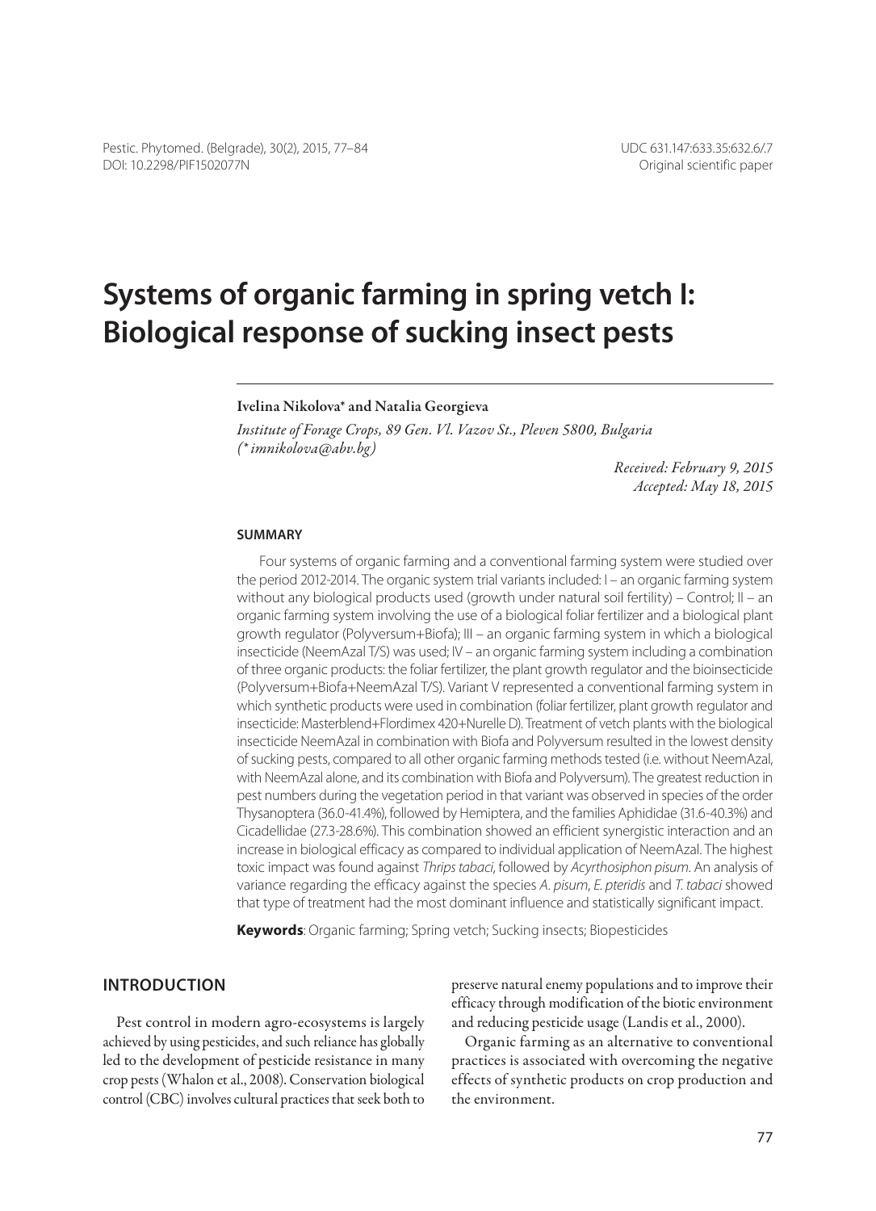# Systems of organic farming in spring vetch I: Biological response of sucking insect pests

**Ivelina Nikolova*** **and Natalia Georgieva**

*Institute of Forage Crops, 89 Gen. Vl. Vazov St., Pleven 5800, Bulgaria*
*(* imnikolova@abv.bg)*

*Received: February 9, 2015*
*Accepted: May 18, 2015*

## SUMMARY

Four systems of organic farming and a conventional farming system were studied over the period 2012-2014. The organic system trial variants included: I – an organic farming system without any biological products used (growth under natural soil fertility) – Control; II – an organic farming system involving the use of a biological foliar fertilizer and a biological plant growth regulator (Polyversum+Biofa); III – an organic farming system in which a biological insecticide (NeemAzal T/S) was used; IV – an organic farming system including a combination of three organic products: the foliar fertilizer, the plant growth regulator and the bioinsecticide (Polyversum+Biofa+NeemAzal T/S). Variant V represented a conventional farming system in which synthetic products were used in combination (foliar fertilizer, plant growth regulator and insecticide: Masterblend+Flordimex 420+Nurelle D). Treatment of vetch plants with the biological insecticide NeemAzal in combination with Biofa and Polyversum resulted in the lowest density of sucking pests, compared to all other organic farming methods tested (i.e. without NeemAzal, with NeemAzal alone, and its combination with Biofa and Polyversum). The greatest reduction in pest numbers during the vegetation period in that variant was observed in species of the order Thysanoptera (36.0-41.4%), followed by Hemiptera, and the families Aphididae (31.6-40.3%) and Cicadellidae (27.3-28.6%). This combination showed an efficient synergistic interaction and an increase in biological efficacy as compared to individual application of NeemAzal. The highest toxic impact was found against *Thrips tabaci*, followed by *Acyrthosiphon pisum*. An analysis of variance regarding the efficacy against the species *A. pisum*, *E. pteridis* and *T. tabaci* showed that type of treatment had the most dominant influence and statistically significant impact.

**Keywords**: Organic farming; Spring vetch; Sucking insects; Biopesticides

## INTRODUCTION

Pest control in modern agro-ecosystems is largely achieved by using pesticides, and such reliance has globally led to the development of pesticide resistance in many crop pests (Whalon et al., 2008). Conservation biological control (CBC) involves cultural practices that seek both to preserve natural enemy populations and to improve their efficacy through modification of the biotic environment and reducing pesticide usage (Landis et al., 2000).

Organic farming as an alternative to conventional practices is associated with overcoming the negative effects of synthetic products on crop production and the environment.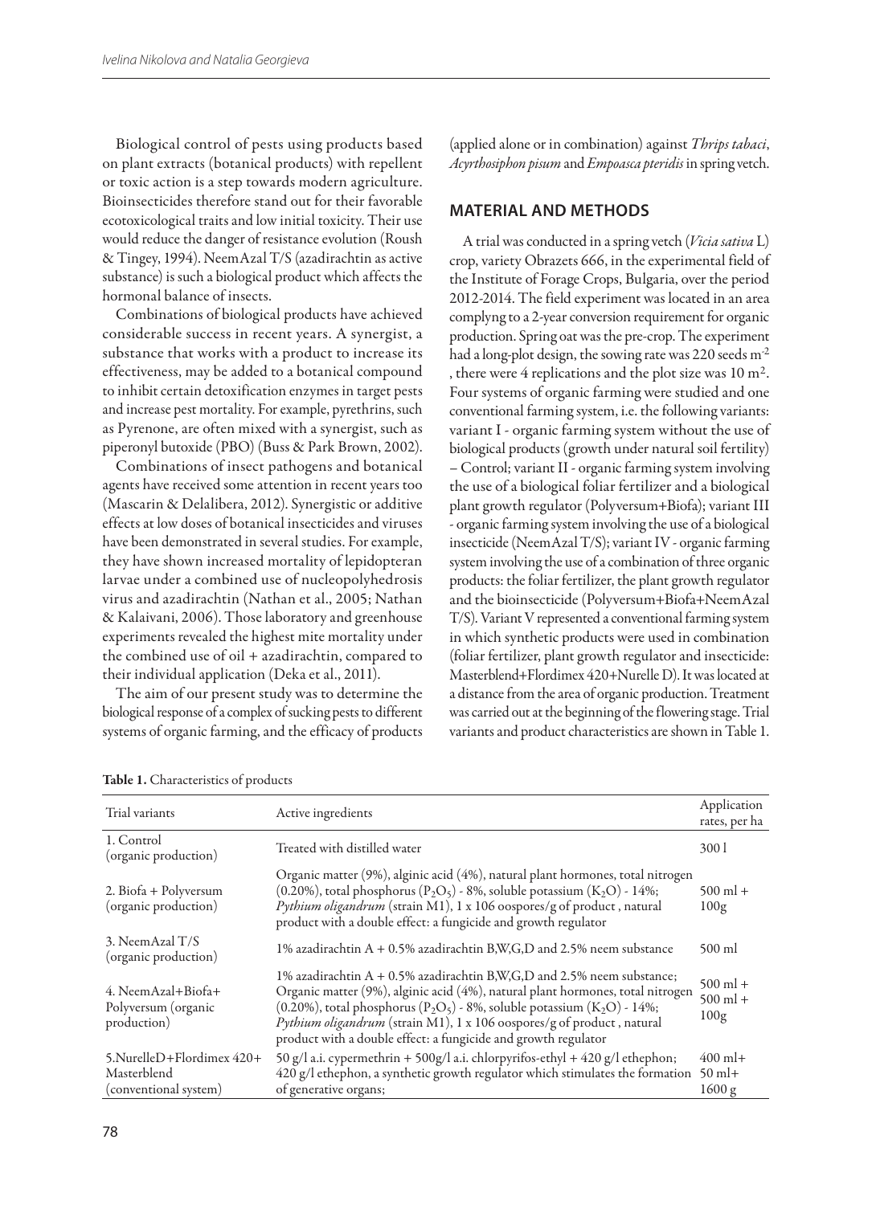Biological control of pests using products based on plant extracts (botanical products) with repellent or toxic action is a step towards modern agriculture. Bioinsecticides therefore stand out for their favorable ecotoxicological traits and low initial toxicity. Their use would reduce the danger of resistance evolution (Roush & Tingey, 1994). NeemAzal T/S (azadirachtin as active substance) is such a biological product which affects the hormonal balance of insects.

Combinations of biological products have achieved considerable success in recent years. A synergist, a substance that works with a product to increase its effectiveness, may be added to a botanical compound to inhibit certain detoxification enzymes in target pests and increase pest mortality. For example, pyrethrins, such as Pyrenone, are often mixed with a synergist, such as piperonyl butoxide (PBO) (Buss & Park Brown, 2002).

Combinations of insect pathogens and botanical agents have received some attention in recent years too (Mascarin & Delalibera, 2012). Synergistic or additive effects at low doses of botanical insecticides and viruses have been demonstrated in several studies. For example, they have shown increased mortality of lepidopteran larvae under a combined use of nucleopolyhedrosis virus and azadirachtin (Nathan et al., 2005; Nathan & Kalaivani, 2006). Those laboratory and greenhouse experiments revealed the highest mite mortality under the combined use of oil + azadirachtin, compared to their individual application (Deka et al., 2011).

The aim of our present study was to determine the biological response of a complex of sucking pests to different systems of organic farming, and the efficacy of products (applied alone or in combination) against *Thrips tabaci*, *Acyrthosiphon pisum* and *Empoasca pteridis* in spring vetch.

## MATERIAL AND METHODS

A trial was conducted in a spring vetch (*Vicia sativa* L) crop, variety Obrazets 666, in the experimental field of the Institute of Forage Crops, Bulgaria, over the period 2012-2014. The field experiment was located in an area complyng to a 2-year conversion requirement for organic production. Spring oat was the pre-crop. The experiment had a long-plot design, the sowing rate was 220 seeds $m^{-2}$ , there were 4 replications and the plot size was 10 $m^2$. Four systems of organic farming were studied and one conventional farming system, i.e. the following variants: variant I - organic farming system without the use of biological products (growth under natural soil fertility) – Control; variant II - organic farming system involving the use of a biological foliar fertilizer and a biological plant growth regulator (Polyversum+Biofa); variant III - organic farming system involving the use of a biological insecticide (NeemAzal T/S); variant IV - organic farming system involving the use of a combination of three organic products: the foliar fertilizer, the plant growth regulator and the bioinsecticide (Polyversum+Biofa+NeemAzal T/S). Variant V represented a conventional farming system in which synthetic products were used in combination (foliar fertilizer, plant growth regulator and insecticide: Masterblend+Flordimex 420+Nurelle D). It was located at a distance from the area of organic production. Treatment was carried out at the beginning of the flowering stage. Trial variants and product characteristics are shown in Table 1.

**Table 1.** Characteristics of products

| Trial variants | Active ingredients | Application rates, per ha |
|---|---|---|
| 1. Control (organic production) | Treated with distilled water | 300 l |
| 2. Biofa + Polyversum (organic production) | Organic matter (9%), alginic acid (4%), natural plant hormones, total nitrogen (0.20%), total phosphorus ($P_2O_5$) - 8%, soluble potassium ($K_2O$) - 14%; *Pythium oligandrum* (strain M1), 1 x 106 oospores/g of product , natural product with a double effect: a fungicide and growth regulator | 500 ml + 100g |
| 3. NeemAzal T/S (organic production) | 1% azadirachtin A + 0.5% azadirachtin B,W,G,D and 2.5% neem substance | 500 ml |
| 4. NeemAzal+Biofa+ Polyversum (organic production) | 1% azadirachtin A + 0.5% azadirachtin B,W,G,D and 2.5% neem substance; Organic matter (9%), alginic acid (4%), natural plant hormones, total nitrogen (0.20%), total phosphorus ($P_2O_5$) - 8%, soluble potassium ($K_2O$) - 14%; *Pythium oligandrum* (strain M1), 1 x 106 oospores/g of product , natural product with a double effect: a fungicide and growth regulator | 500 ml + 500 ml + 100g |
| 5.NurelleD+Flordimex 420+ Masterblend (conventional system) | 50 g/l a.i. cypermethrin + 500g/l a.i. chlorpyrifos-ethyl + 420 g/l ethephon; 420 g/l ethephon, a synthetic growth regulator which stimulates the formation of generative organs; | 400 ml+ 50 ml+ 1600 g |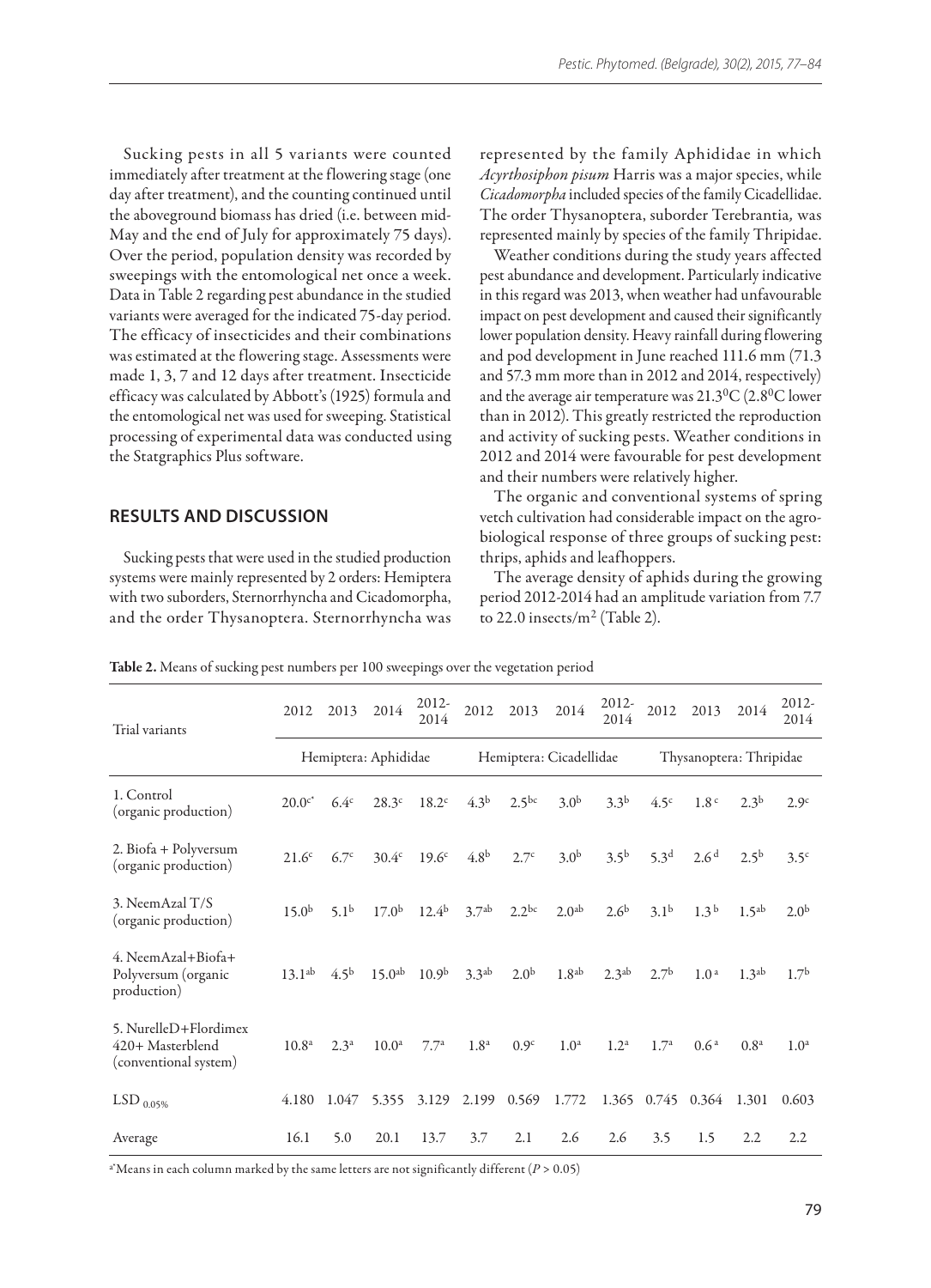Sucking pests in all 5 variants were counted immediately after treatment at the flowering stage (one day after treatment), and the counting continued until the aboveground biomass has dried (i.e. between mid-May and the end of July for approximately 75 days). Over the period, population density was recorded by sweepings with the entomological net once a week. Data in Table 2 regarding pest abundance in the studied variants were averaged for the indicated 75-day period. The efficacy of insecticides and their combinations was estimated at the flowering stage. Assessments were made 1, 3, 7 and 12 days after treatment. Insecticide efficacy was calculated by Abbott's (1925) formula and the entomological net was used for sweeping. Statistical processing of experimental data was conducted using the Statgraphics Plus software.

## RESULTS AND DISCUSSION

Sucking pests that were used in the studied production systems were mainly represented by 2 orders: Hemiptera with two suborders, Sternorrhyncha and Cicadomorpha, and the order Thysanoptera. Sternorrhyncha was represented by the family Aphididae in which *Acyrthosiphon pisum* Harris was a major species, while *Cicadomorpha* included species of the family Cicadellidae. The order Thysanoptera, suborder Terebrantia*,* was represented mainly by species of the family Thripidae.

Weather conditions during the study years affected pest abundance and development. Particularly indicative in this regard was 2013, when weather had unfavourable impact on pest development and caused their significantly lower population density. Heavy rainfall during flowering and pod development in June reached 111.6 mm (71.3 and 57.3 mm more than in 2012 and 2014, respectively) and the average air temperature was 21.3$^0$C (2.8$^0$C lower than in 2012). This greatly restricted the reproduction and activity of sucking pests. Weather conditions in 2012 and 2014 were favourable for pest development and their numbers were relatively higher.

The organic and conventional systems of spring vetch cultivation had considerable impact on the agro-biological response of three groups of sucking pest: thrips, aphids and leafhoppers.

The average density of aphids during the growing period 2012-2014 had an amplitude variation from 7.7 to 22.0 insects/m$^2$ (Table 2).

**Table 2.** Means of sucking pest numbers per 100 sweepings over the vegetation period

| Trial variants | 2012 | 2013 | 2014 | 2012-2014 | 2012 | 2013 | 2014 | 2012-2014 | 2012 | 2013 | 2014 | 2012-2014 |
|---|---|---|---|---|---|---|---|---|---|---|---|---|
| | Hemiptera: Aphididae | | | | Hemiptera: Cicadellidae | | | | Thysanoptera: Thripidae | | | |
| 1. Control (organic production) | 20.0$^{c*}$ | 6.4$^{c}$ | 28.3$^{c}$ | 18.2$^{c}$ | 4.3$^{b}$ | 2.5$^{bc}$ | 3.0$^{b}$ | 3.3$^{b}$ | 4.5$^{c}$ | 1.8$^{c}$ | 2.3$^{b}$ | 2.9$^{c}$ |
| 2. Biofa + Polyversum (organic production) | 21.6$^{c}$ | 6.7$^{c}$ | 30.4$^{c}$ | 19.6$^{c}$ | 4.8$^{b}$ | 2.7$^{c}$ | 3.0$^{b}$ | 3.5$^{b}$ | 5.3$^{d}$ | 2.6$^{d}$ | 2.5$^{b}$ | 3.5$^{c}$ |
| 3. NeemAzal T/S (organic production) | 15.0$^{b}$ | 5.1$^{b}$ | 17.0$^{b}$ | 12.4$^{b}$ | 3.7$^{ab}$ | 2.2$^{bc}$ | 2.0$^{ab}$ | 2.6$^{b}$ | 3.1$^{b}$ | 1.3$^{b}$ | 1.5$^{ab}$ | 2.0$^{b}$ |
| 4. NeemAzal+Biofa+ Polyversum (organic production) | 13.1$^{ab}$ | 4.5$^{b}$ | 15.0$^{ab}$ | 10.9$^{b}$ | 3.3$^{ab}$ | 2.0$^{b}$ | 1.8$^{ab}$ | 2.3$^{ab}$ | 2.7$^{b}$ | 1.0$^{a}$ | 1.3$^{ab}$ | 1.7$^{b}$ |
| 5. NurelleD+Flordimex 420+ Masterblend (conventional system) | 10.8$^{a}$ | 2.3$^{a}$ | 10.0$^{a}$ | 7.7$^{a}$ | 1.8$^{a}$ | 0.9$^{c}$ | 1.0$^{a}$ | 1.2$^{a}$ | 1.7$^{a}$ | 0.6$^{a}$ | 0.8$^{a}$ | 1.0$^{a}$ |
| $LSD_{0.05\%}$ | 4.180 | 1.047 | 5.355 | 3.129 | 2.199 | 0.569 | 1.772 | 1.365 | 0.745 | 0.364 | 1.301 | 0.603 |
| Average | 16.1 | 5.0 | 20.1 | 13.7 | 3.7 | 2.1 | 2.6 | 2.6 | 3.5 | 1.5 | 2.2 | 2.2 |

[a*]Means in each column marked by the same letters are not significantly different ($P > 0.05$)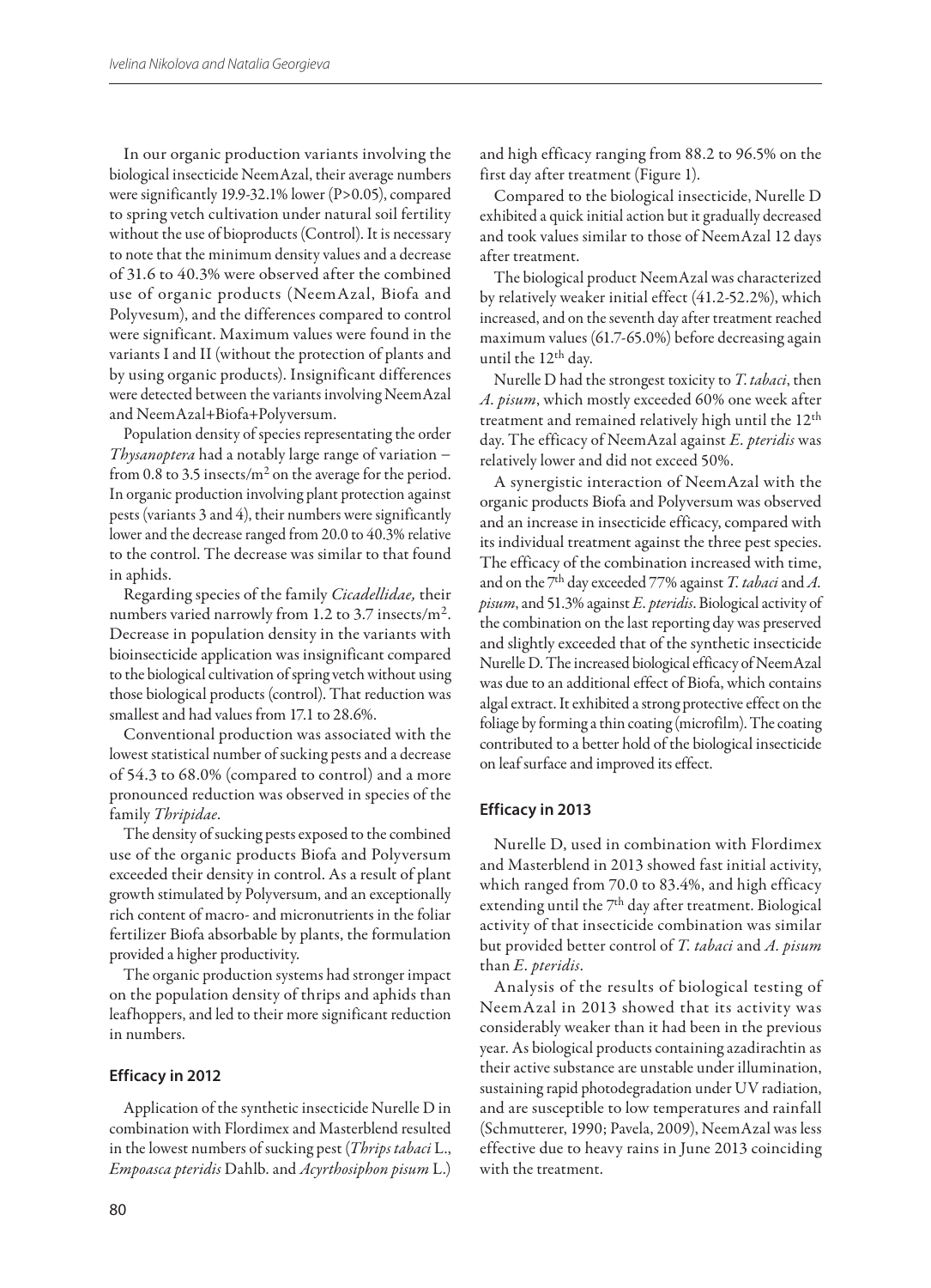In our organic production variants involving the biological insecticide NeemAzal, their average numbers were significantly 19.9-32.1% lower (P>0.05), compared to spring vetch cultivation under natural soil fertility without the use of bioproducts (Control). It is necessary to note that the minimum density values and a decrease of 31.6 to 40.3% were observed after the combined use of organic products (NeemAzal, Biofa and Polyvesum), and the differences compared to control were significant. Maximum values were found in the variants I and II (without the protection of plants and by using organic products). Insignificant differences were detected between the variants involving NeemAzal and NeemAzal+Biofa+Polyversum.

Population density of species representating the order *Thysanoptera* had a notably large range of variation – from 0.8 to 3.5 insects/m$^2$ on the average for the period. In organic production involving plant protection against pests (variants 3 and 4), their numbers were significantly lower and the decrease ranged from 20.0 to 40.3% relative to the control. The decrease was similar to that found in aphids.

Regarding species of the family *Cicadellidae,* their numbers varied narrowly from 1.2 to 3.7 insects/m$^2$. Decrease in population density in the variants with bioinsecticide application was insignificant compared to the biological cultivation of spring vetch without using those biological products (control). That reduction was smallest and had values from 17.1 to 28.6%.

Conventional production was associated with the lowest statistical number of sucking pests and a decrease of 54.3 to 68.0% (compared to control) and a more pronounced reduction was observed in species of the family *Thripidae*.

The density of sucking pests exposed to the combined use of the organic products Biofa and Polyversum exceeded their density in control. As a result of plant growth stimulated by Polyversum, and an exceptionally rich content of macro- and micronutrients in the foliar fertilizer Biofa absorbable by plants, the formulation provided a higher productivity.

The organic production systems had stronger impact on the population density of thrips and aphids than leafhoppers, and led to their more significant reduction in numbers.

### Efficacy in 2012

Application of the synthetic insecticide Nurelle D in combination with Flordimex and Masterblend resulted in the lowest numbers of sucking pest (*Thrips tabaci* L., *Empoasca pteridis* Dahlb. and *Acyrthosiphon pisum* L.) and high efficacy ranging from 88.2 to 96.5% on the first day after treatment (Figure 1).

Compared to the biological insecticide, Nurelle D exhibited a quick initial action but it gradually decreased and took values similar to those of NeemAzal 12 days after treatment.

The biological product NeemAzal was characterized by relatively weaker initial effect (41.2-52.2%), which increased, and on the seventh day after treatment reached maximum values (61.7-65.0%) before decreasing again until the 12$^{th}$ day.

Nurelle D had the strongest toxicity to *T. tabaci*, then *A. pisum*, which mostly exceeded 60% one week after treatment and remained relatively high until the 12$^{th}$ day. The efficacy of NeemAzal against *E. pteridis* was relatively lower and did not exceed 50%.

A synergistic interaction of NeemAzal with the organic products Biofa and Polyversum was observed and an increase in insecticide efficacy, compared with its individual treatment against the three pest species. The efficacy of the combination increased with time, and on the 7$^{th}$ day exceeded 77% against *T. tabaci* and *A. pisum*, and 51.3% against *E. pteridis*. Biological activity of the combination on the last reporting day was preserved and slightly exceeded that of the synthetic insecticide Nurelle D. The increased biological efficacy of NeemAzal was due to an additional effect of Biofa, which contains algal extract. It exhibited a strong protective effect on the foliage by forming a thin coating (microfilm). The coating contributed to a better hold of the biological insecticide on leaf surface and improved its effect.

### Efficacy in 2013

Nurelle D, used in combination with Flordimex and Masterblend in 2013 showed fast initial activity, which ranged from 70.0 to 83.4%, and high efficacy extending until the 7$^{th}$ day after treatment. Biological activity of that insecticide combination was similar but provided better control of *T. tabaci* and *A. pisum* than *E. pteridis*.

Analysis of the results of biological testing of NeemAzal in 2013 showed that its activity was considerably weaker than it had been in the previous year. As biological products containing azadirachtin as their active substance are unstable under illumination, sustaining rapid photodegradation under UV radiation, and are susceptible to low temperatures and rainfall (Schmutterer, 1990; Pavela, 2009), NeemAzal was less effective due to heavy rains in June 2013 coinciding with the treatment.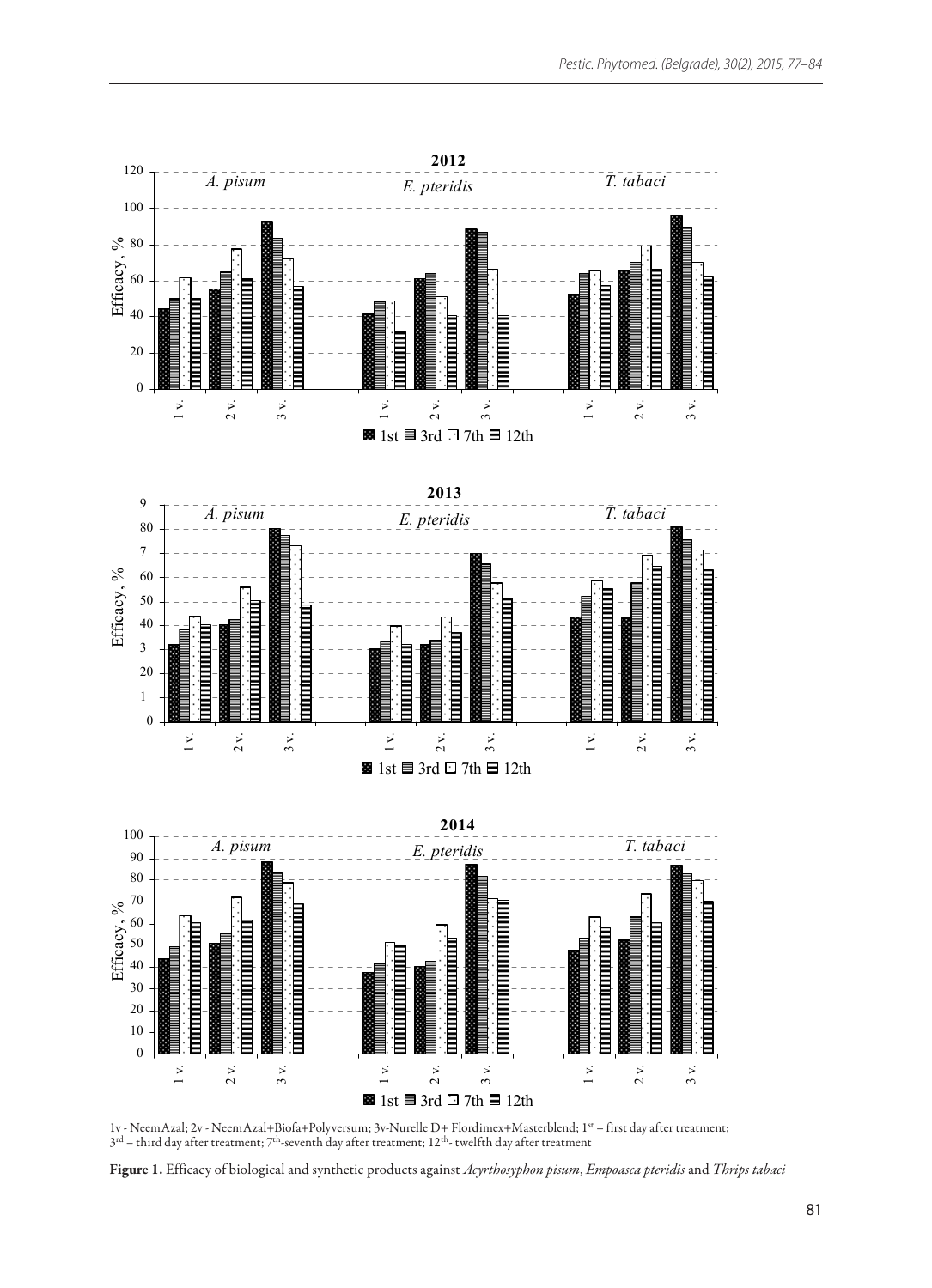1v - NeemAzal; 2v - NeemAzal+Biofa+Polyversum; 3v-Nurelle D+ Flordimex+Masterblend; 1[st] – first day after treatment; 3[rd] – third day after treatment; 7[th]-seventh day after treatment; 12[th]- twelfth day after treatment

**Figure 1.** Efficacy of biological and synthetic products against *Acyrthosyphon pisum*, *Empoasca pteridis* and *Thrips tabaci*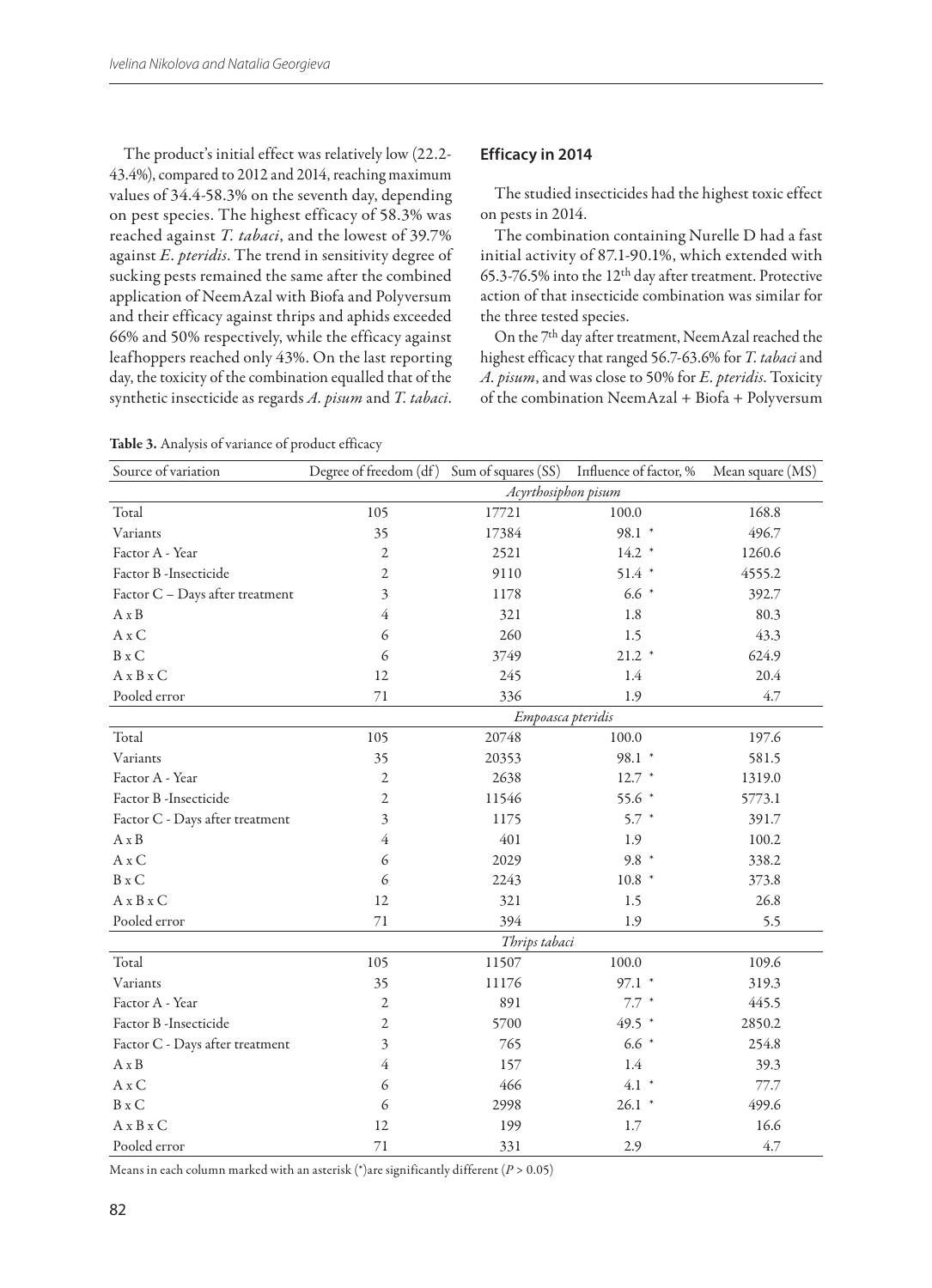The product's initial effect was relatively low (22.2-43.4%), compared to 2012 and 2014, reaching maximum values of 34.4-58.3% on the seventh day, depending on pest species. The highest efficacy of 58.3% was reached against *T. tabaci*, and the lowest of 39.7% against *E. pteridis*. The trend in sensitivity degree of sucking pests remained the same after the combined application of NeemAzal with Biofa and Polyversum and their efficacy against thrips and aphids exceeded 66% and 50% respectively, while the efficacy against leafhoppers reached only 43%. On the last reporting day, the toxicity of the combination equalled that of the synthetic insecticide as regards *A. pisum* and *T. tabaci*.

### Efficacy in 2014

The studied insecticides had the highest toxic effect on pests in 2014.

The combination containing Nurelle D had a fast initial activity of 87.1-90.1%, which extended with 65.3-76.5% into the 12th day after treatment. Protective action of that insecticide combination was similar for the three tested species.

On the 7th day after treatment, NeemAzal reached the highest efficacy that ranged 56.7-63.6% for *T. tabaci* and *A. pisum*, and was close to 50% for *E. pteridis*. Toxicity of the combination NeemAzal + Biofa + Polyversum

**Table 3.** Analysis of variance of product efficacy

| Source of variation | Degree of freedom (df) | Sum of squares (SS) | Influence of factor, % | Mean square (MS) |
|---|---|---|---|---|
| | | *Acyrthosiphon pisum* | | |
| Total | 105 | 17721 | 100.0 | 168.8 |
| Variants | 35 | 17384 | 98.1 * | 496.7 |
| Factor A - Year | 2 | 2521 | 14.2 * | 1260.6 |
| Factor B -Insecticide | 2 | 9110 | 51.4 * | 4555.2 |
| Factor C – Days after treatment | 3 | 1178 | 6.6 * | 392.7 |
| A x B | 4 | 321 | 1.8 | 80.3 |
| A x C | 6 | 260 | 1.5 | 43.3 |
| B x C | 6 | 3749 | 21.2 * | 624.9 |
| A x B x C | 12 | 245 | 1.4 | 20.4 |
| Pooled error | 71 | 336 | 1.9 | 4.7 |
| | | *Empoasca pteridis* | | |
| Total | 105 | 20748 | 100.0 | 197.6 |
| Variants | 35 | 20353 | 98.1 * | 581.5 |
| Factor A - Year | 2 | 2638 | 12.7 * | 1319.0 |
| Factor B -Insecticide | 2 | 11546 | 55.6 * | 5773.1 |
| Factor C - Days after treatment | 3 | 1175 | 5.7 * | 391.7 |
| A x B | 4 | 401 | 1.9 | 100.2 |
| A x C | 6 | 2029 | 9.8 * | 338.2 |
| B x C | 6 | 2243 | 10.8 * | 373.8 |
| A x B x C | 12 | 321 | 1.5 | 26.8 |
| Pooled error | 71 | 394 | 1.9 | 5.5 |
| | | *Thrips tabaci* | | |
| Total | 105 | 11507 | 100.0 | 109.6 |
| Variants | 35 | 11176 | 97.1 * | 319.3 |
| Factor A - Year | 2 | 891 | 7.7 * | 445.5 |
| Factor B -Insecticide | 2 | 5700 | 49.5 * | 2850.2 |
| Factor C - Days after treatment | 3 | 765 | 6.6 * | 254.8 |
| A x B | 4 | 157 | 1.4 | 39.3 |
| A x C | 6 | 466 | 4.1 * | 77.7 |
| B x C | 6 | 2998 | 26.1 * | 499.6 |
| A x B x C | 12 | 199 | 1.7 | 16.6 |
| Pooled error | 71 | 331 | 2.9 | 4.7 |

Means in each column marked with an asterisk (*)are significantly different ($P > 0.05$)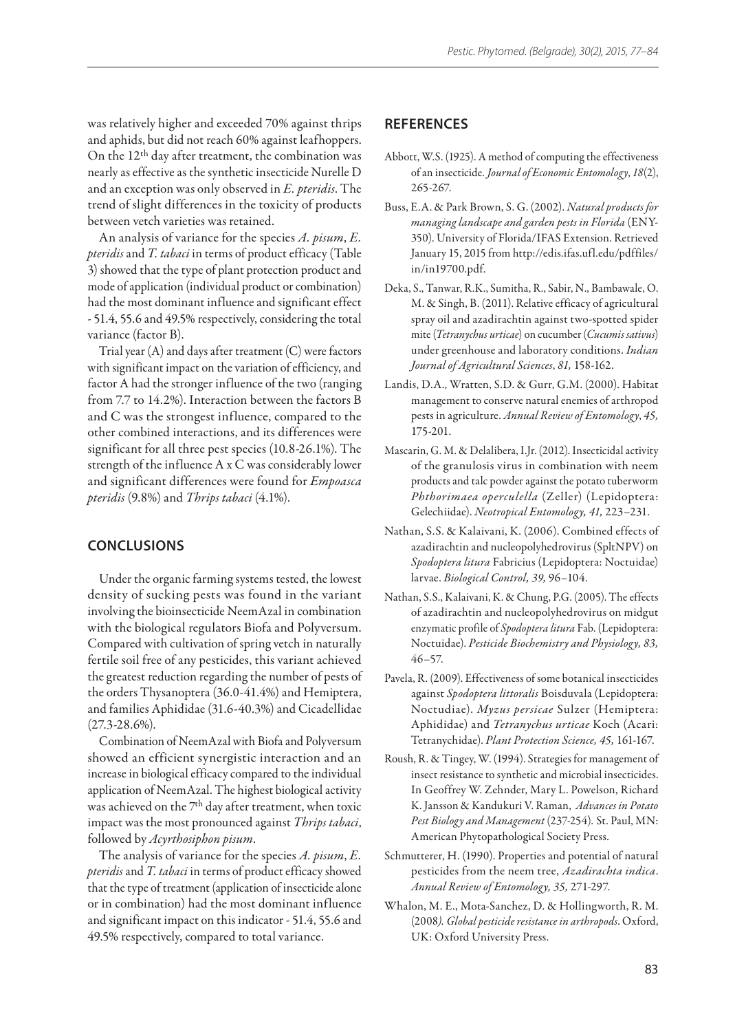was relatively higher and exceeded 70% against thrips and aphids, but did not reach 60% against leafhoppers. On the 12th day after treatment, the combination was nearly as effective as the synthetic insecticide Nurelle D and an exception was only observed in *E. pteridis*. The trend of slight differences in the toxicity of products between vetch varieties was retained.

An analysis of variance for the species *A. pisum*, *E. pteridis* and *T. tabaci* in terms of product efficacy (Table 3) showed that the type of plant protection product and mode of application (individual product or combination) had the most dominant influence and significant effect - 51.4, 55.6 and 49.5% respectively, considering the total variance (factor B).

Trial year (A) and days after treatment (C) were factors with significant impact on the variation of efficiency, and factor A had the stronger influence of the two (ranging from 7.7 to 14.2%). Interaction between the factors B and C was the strongest influence, compared to the other combined interactions, and its differences were significant for all three pest species (10.8-26.1%). The strength of the influence A x C was considerably lower and significant differences were found for *Empoasca pteridis* (9.8%) and *Thrips tabaci* (4.1%).

## CONCLUSIONS

Under the organic farming systems tested, the lowest density of sucking pests was found in the variant involving the bioinsecticide NeemAzal in combination with the biological regulators Biofa and Polyversum. Compared with cultivation of spring vetch in naturally fertile soil free of any pesticides, this variant achieved the greatest reduction regarding the number of pests of the orders Thysanoptera (36.0-41.4%) and Hemiptera, and families Aphididae (31.6-40.3%) and Cicadellidae (27.3-28.6%).

Combination of NeemAzal with Biofa and Polyversum showed an efficient synergistic interaction and an increase in biological efficacy compared to the individual application of NeemAzal. The highest biological activity was achieved on the 7th day after treatment, when toxic impact was the most pronounced against *Thrips tabaci*, followed by *Acyrthosiphon pisum*.

The analysis of variance for the species *A. pisum*, *E. pteridis* and *T. tabaci* in terms of product efficacy showed that the type of treatment (application of insecticide alone or in combination) had the most dominant influence and significant impact on this indicator - 51.4, 55.6 and 49.5% respectively, compared to total variance.

## REFERENCES

Abbott, W.S. (1925). A method of computing the effectiveness of an insecticide. *Journal of Economic Entomology*, *18*(2), 265-267.

Buss, E.A. & Park Brown, S. G. (2002). *Natural products for managing landscape and garden pests in Florida* (ENY-350). University of Florida/IFAS Extension. Retrieved January 15, 2015 from http://edis.ifas.ufl.edu/pdffiles/in/in19700.pdf.

Deka, S., Tanwar, R.K., Sumitha, R., Sabir, N., Bambawale, O. M. & Singh, B. (2011). Relative efficacy of agricultural spray oil and azadirachtin against two-spotted spider mite (*Tetranychus urticae*) on cucumber (*Cucumis sativus*) under greenhouse and laboratory conditions. *Indian Journal of Agricultural Sciences*, *81,* 158-162.

Landis, D.A., Wratten, S.D. & Gurr, G.M. (2000). Habitat management to conserve natural enemies of arthropod pests in agriculture. *Annual Review of Entomology*, *45,* 175-201.

Mascarin, G. M. & Delalibera, I.Jr. (2012). Insecticidal activity of the granulosis virus in combination with neem products and talc powder against the potato tuberworm *Phthorimaea operculella* (Zeller) (Lepidoptera: Gelechiidae). *Neotropical Entomology, 41,* 223–231.

Nathan, S.S. & Kalaivani, K. (2006). Combined effects of azadirachtin and nucleopolyhedrovirus (SpltNPV) on *Spodoptera litura* Fabricius (Lepidoptera: Noctuidae) larvae. *Biological Control, 39,* 96–104.

Nathan, S.S., Kalaivani, K. & Chung, P.G. (2005). The effects of azadirachtin and nucleopolyhedrovirus on midgut enzymatic profile of *Spodoptera litura* Fab. (Lepidoptera: Noctuidae). *Pesticide Biochemistry and Physiology, 83,* 46–57.

Pavela, R. (2009). Effectiveness of some botanical insecticides against *Spodoptera littoralis* Boisduvala (Lepidoptera: Noctudiae). *Myzus persicae* Sulzer (Hemiptera: Aphididae) and *Tetranychus urticae* Koch (Acari: Tetranychidae). *Plant Protection Science, 45,* 161-167.

Roush, R. & Tingey, W. (1994). Strategies for management of insect resistance to synthetic and microbial insecticides. In Geoffrey W. Zehnder, Mary L. Powelson, Richard K. Jansson & Kandukuri V. Raman, *Advances in Potato Pest Biology and Management* (237-254)*.* St. Paul, MN: American Phytopathological Society Press.

Schmutterer, H. (1990). Properties and potential of natural pesticides from the neem tree, *Azadirachta indica*. *Annual Review of Entomology, 35,* 271-297.

Whalon, M. E., Mota-Sanchez, D. & Hollingworth, R. M. (2008*). Global pesticide resistance in arthropods*. Oxford, UK: Oxford University Press.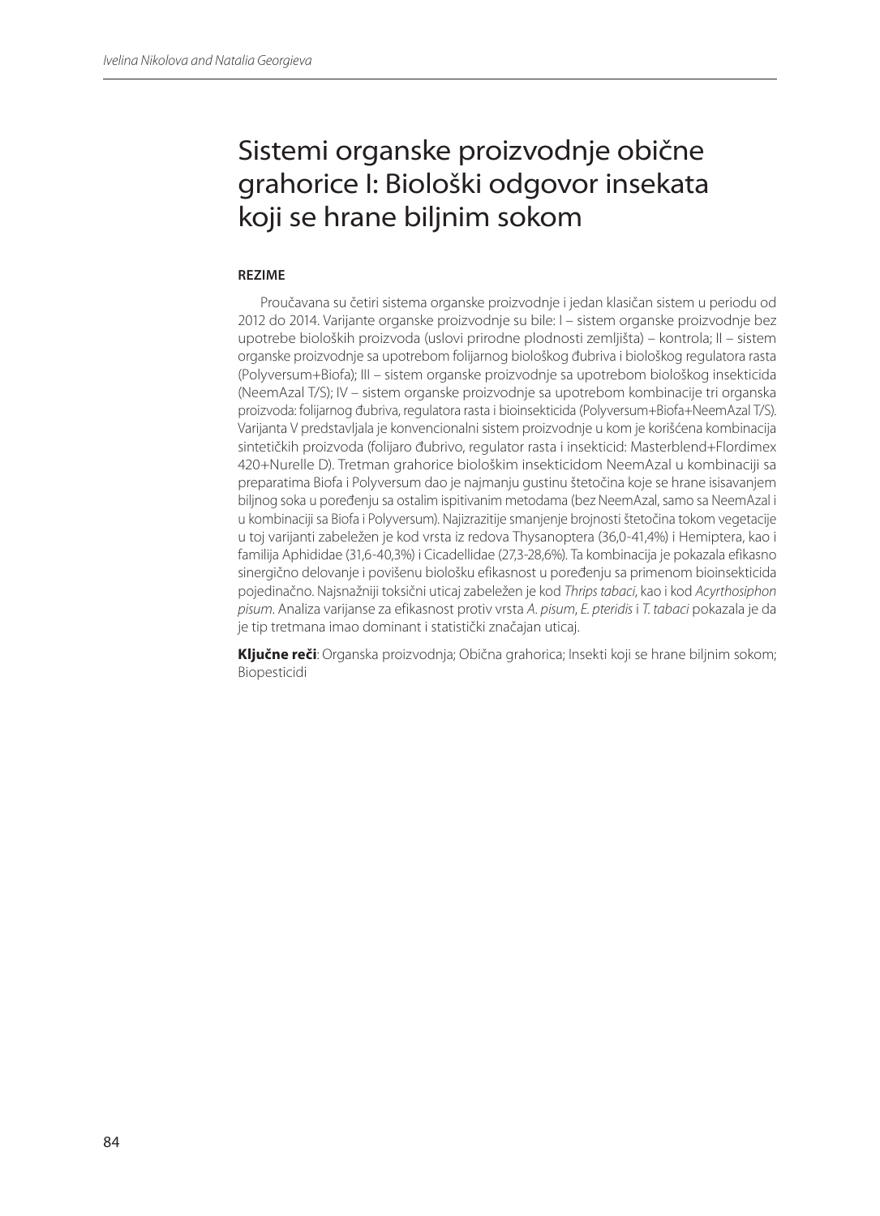# Sistemi organske proizvodnje obične grahorice I: Biološki odgovor insekata koji se hrane biljnim sokom

## REZIME

Proučavana su četiri sistema organske proizvodnje i jedan klasičan sistem u periodu od 2012 do 2014. Varijante organske proizvodnje su bile: I – sistem organske proizvodnje bez upotrebe bioloških proizvoda (uslovi prirodne plodnosti zemljišta) – kontrola; II – sistem organske proizvodnje sa upotrebom folijarnog biološkog đubriva i biološkog regulatora rasta (Polyversum+Biofa); III – sistem organske proizvodnje sa upotrebom biološkog insekticida (NeemAzal T/S); IV – sistem organske proizvodnje sa upotrebom kombinacije tri organska proizvoda: folijarnog đubriva, regulatora rasta i bioinsekticida (Polyversum+Biofa+NeemAzal T/S). Varijanta V predstavljala je konvencionalni sistem proizvodnje u kom je korišćena kombinacija sintetičkih proizvoda (folijaro đubrivo, regulator rasta i insekticid: Masterblend+Flordimex 420+Nurelle D). Tretman grahorice biološkim insekticidom NeemAzal u kombinaciji sa preparatima Biofa i Polyversum dao je najmanju gustinu štetočina koje se hrane isisavanjem biljnog soka u poređenju sa ostalim ispitivanim metodama (bez NeemAzal, samo sa NeemAzal i u kombinaciji sa Biofa i Polyversum). Najizrazitije smanjenje brojnosti štetočina tokom vegetacije u toj varijanti zabeležen je kod vrsta iz redova Thysanoptera (36,0-41,4%) i Hemiptera, kao i familija Aphididae (31,6-40,3%) i Cicadellidae (27,3-28,6%). Ta kombinacija je pokazala efikasno sinergično delovanje i povišenu biološku efikasnost u poređenju sa primenom bioinsekticida pojedinačno. Najsnažniji toksični uticaj zabeležen je kod *Thrips tabaci*, kao i kod *Acyrthosiphon pisum*. Analiza varijanse za efikasnost protiv vrsta *A. pisum*, *E. pteridis* i *T. tabaci* pokazala je da je tip tretmana imao dominant i statistički značajan uticaj.

**Ključne reči**: Organska proizvodnja; Obična grahorica; Insekti koji se hrane biljnim sokom; Biopesticidi